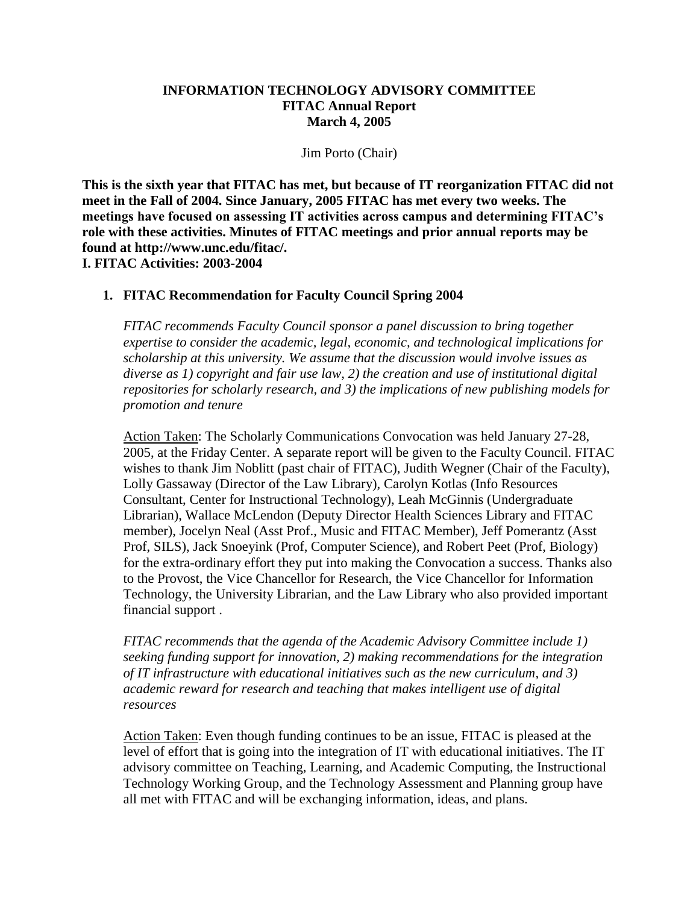# INFORMATION TECHNOLOGY ADVISORY COMMITTEE
## FITAC Annual Report
## March 4, 2005

Jim Porto (Chair)

**This is the sixth year that FITAC has met, but because of IT reorganization FITAC did not meet in the Fall of 2004. Since January, 2005 FITAC has met every two weeks. The meetings have focused on assessing IT activities across campus and determining FITAC's role with these activities. Minutes of FITAC meetings and prior annual reports may be found at http://www.unc.edu/fitac/.**

## I. FITAC Activities: 2003-2004

### 1. FITAC Recommendation for Faculty Council Spring 2004

*FITAC recommends Faculty Council sponsor a panel discussion to bring together expertise to consider the academic, legal, economic, and technological implications for scholarship at this university. We assume that the discussion would involve issues as diverse as 1) copyright and fair use law, 2) the creation and use of institutional digital repositories for scholarly research, and 3) the implications of new publishing models for promotion and tenure*

Action Taken: The Scholarly Communications Convocation was held January 27-28, 2005, at the Friday Center. A separate report will be given to the Faculty Council. FITAC wishes to thank Jim Noblitt (past chair of FITAC), Judith Wegner (Chair of the Faculty), Lolly Gassaway (Director of the Law Library), Carolyn Kotlas (Info Resources Consultant, Center for Instructional Technology), Leah McGinnis (Undergraduate Librarian), Wallace McLendon (Deputy Director Health Sciences Library and FITAC member), Jocelyn Neal (Asst Prof., Music and FITAC Member), Jeff Pomerantz (Asst Prof, SILS), Jack Snoeyink (Prof, Computer Science), and Robert Peet (Prof, Biology) for the extra-ordinary effort they put into making the Convocation a success. Thanks also to the Provost, the Vice Chancellor for Research, the Vice Chancellor for Information Technology, the University Librarian, and the Law Library who also provided important financial support .

*FITAC recommends that the agenda of the Academic Advisory Committee include 1) seeking funding support for innovation, 2) making recommendations for the integration of IT infrastructure with educational initiatives such as the new curriculum, and 3) academic reward for research and teaching that makes intelligent use of digital resources*

Action Taken: Even though funding continues to be an issue, FITAC is pleased at the level of effort that is going into the integration of IT with educational initiatives. The IT advisory committee on Teaching, Learning, and Academic Computing, the Instructional Technology Working Group, and the Technology Assessment and Planning group have all met with FITAC and will be exchanging information, ideas, and plans.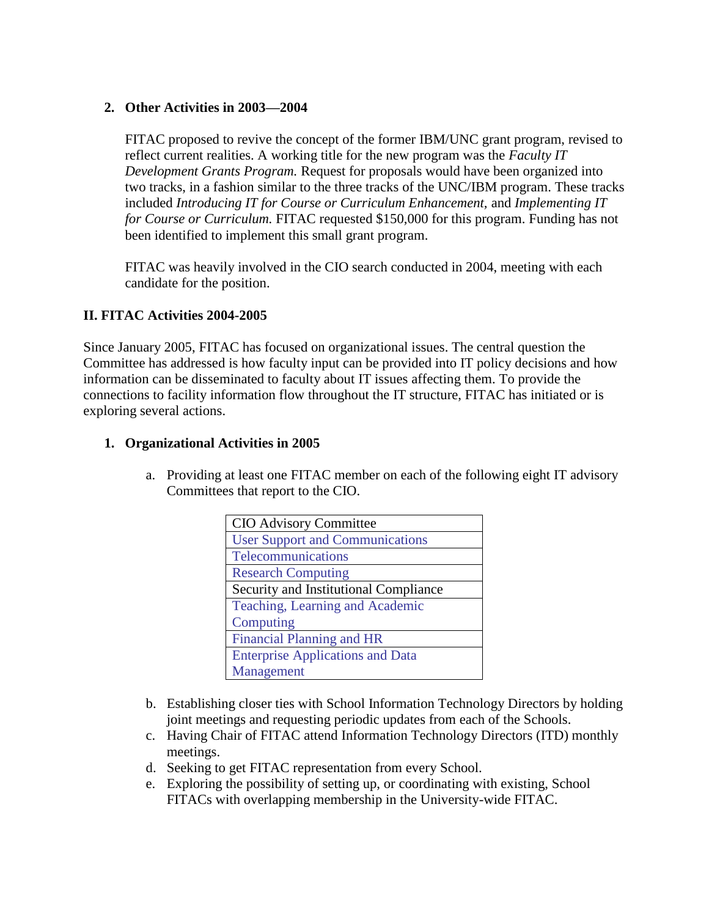## 2. Other Activities in 2003—2004

FITAC proposed to revive the concept of the former IBM/UNC grant program, revised to reflect current realities. A working title for the new program was the *Faculty IT Development Grants Program.* Request for proposals would have been organized into two tracks, in a fashion similar to the three tracks of the UNC/IBM program. These tracks included *Introducing IT for Course or Curriculum Enhancement*, and *Implementing IT for Course or Curriculum.* FITAC requested $150,000 for this program. Funding has not been identified to implement this small grant program.

FITAC was heavily involved in the CIO search conducted in 2004, meeting with each candidate for the position.

# II. FITAC Activities 2004-2005

Since January 2005, FITAC has focused on organizational issues. The central question the Committee has addressed is how faculty input can be provided into IT policy decisions and how information can be disseminated to faculty about IT issues affecting them. To provide the connections to facility information flow throughout the IT structure, FITAC has initiated or is exploring several actions.

## 1. Organizational Activities in 2005

a. Providing at least one FITAC member on each of the following eight IT advisory Committees that report to the CIO.

| CIO Advisory Committee |
|---|
| User Support and Communications |
| Telecommunications |
| Research Computing |
| Security and Institutional Compliance |
| Teaching, Learning and Academic Computing |
| Financial Planning and HR |
| Enterprise Applications and Data Management |

b. Establishing closer ties with School Information Technology Directors by holding joint meetings and requesting periodic updates from each of the Schools.
c. Having Chair of FITAC attend Information Technology Directors (ITD) monthly meetings.
d. Seeking to get FITAC representation from every School.
e. Exploring the possibility of setting up, or coordinating with existing, School FITACs with overlapping membership in the University-wide FITAC.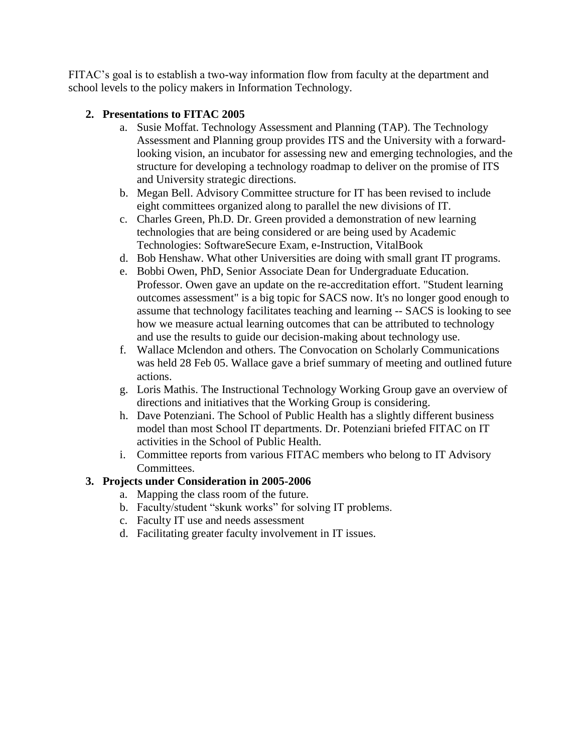FITAC's goal is to establish a two-way information flow from faculty at the department and school levels to the policy makers in Information Technology.

2. **Presentations to FITAC 2005**
   a. Susie Moffat. Technology Assessment and Planning (TAP). The Technology Assessment and Planning group provides ITS and the University with a forward-looking vision, an incubator for assessing new and emerging technologies, and the structure for developing a technology roadmap to deliver on the promise of ITS and University strategic directions.
   b. Megan Bell. Advisory Committee structure for IT has been revised to include eight committees organized along to parallel the new divisions of IT.
   c. Charles Green, Ph.D. Dr. Green provided a demonstration of new learning technologies that are being considered or are being used by Academic Technologies: SoftwareSecure Exam, e-Instruction, VitalBook
   d. Bob Henshaw. What other Universities are doing with small grant IT programs.
   e. Bobbi Owen, PhD, Senior Associate Dean for Undergraduate Education. Professor. Owen gave an update on the re-accreditation effort. "Student learning outcomes assessment" is a big topic for SACS now. It's no longer good enough to assume that technology facilitates teaching and learning -- SACS is looking to see how we measure actual learning outcomes that can be attributed to technology and use the results to guide our decision-making about technology use.
   f. Wallace Mclendon and others. The Convocation on Scholarly Communications was held 28 Feb 05. Wallace gave a brief summary of meeting and outlined future actions.
   g. Loris Mathis. The Instructional Technology Working Group gave an overview of directions and initiatives that the Working Group is considering.
   h. Dave Potenziani. The School of Public Health has a slightly different business model than most School IT departments. Dr. Potenziani briefed FITAC on IT activities in the School of Public Health.
   i. Committee reports from various FITAC members who belong to IT Advisory Committees.
3. **Projects under Consideration in 2005-2006**
   a. Mapping the class room of the future.
   b. Faculty/student "skunk works" for solving IT problems.
   c. Faculty IT use and needs assessment
   d. Facilitating greater faculty involvement in IT issues.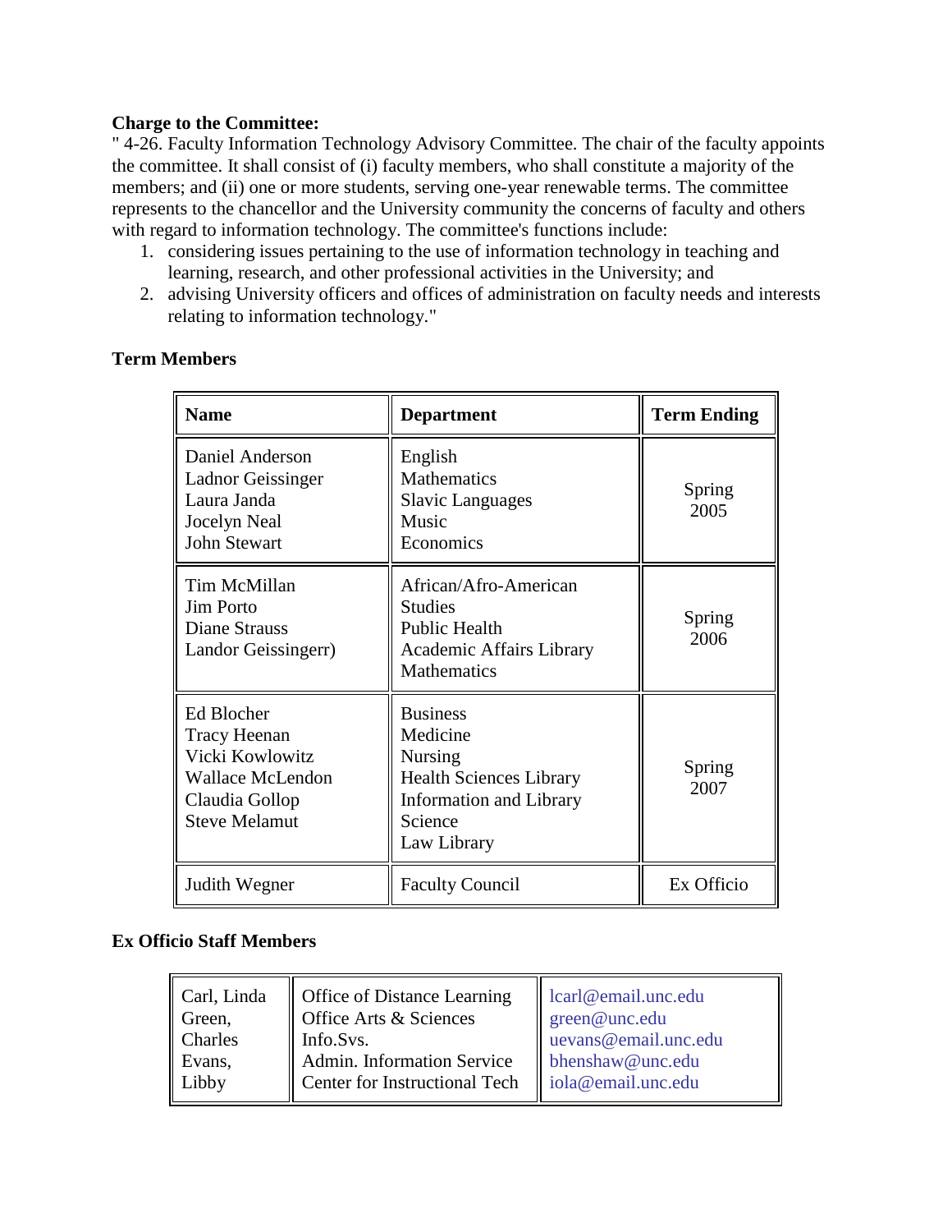**Charge to the Committee:**
" 4-26. Faculty Information Technology Advisory Committee. The chair of the faculty appoints the committee. It shall consist of (i) faculty members, who shall constitute a majority of the members; and (ii) one or more students, serving one-year renewable terms. The committee represents to the chancellor and the University community the concerns of faculty and others with regard to information technology. The committee's functions include:

1. considering issues pertaining to the use of information technology in teaching and learning, research, and other professional activities in the University; and
2. advising University officers and offices of administration on faculty needs and interests relating to information technology."

**Term Members**

| Name | Department | Term Ending |
|---|---|---|
| Daniel Anderson<br>Ladnor Geissinger<br>Laura Janda<br>Jocelyn Neal<br>John Stewart | English<br>Mathematics<br>Slavic Languages<br>Music<br>Economics | Spring 2005 |
| Tim McMillan<br>Jim Porto<br>Diane Strauss<br>Landor Geissingerr) | African/Afro-American Studies<br>Public Health<br>Academic Affairs Library<br>Mathematics | Spring 2006 |
| Ed Blocher<br>Tracy Heenan<br>Vicki Kowlowitz<br>Wallace McLendon<br>Claudia Gollop<br>Steve Melamut | Business<br>Medicine<br>Nursing<br>Health Sciences Library<br>Information and Library Science<br>Law Library | Spring 2007 |
| Judith Wegner | Faculty Council | Ex Officio |

**Ex Officio Staff Members**

| | | |
|---|---|---|
| Carl, Linda<br>Green, Charles<br>Evans, Libby | Office of Distance Learning<br>Office Arts & Sciences Info.Svs.<br>Admin. Information Service<br>Center for Instructional Tech | lcarl@email.unc.edu<br>green@unc.edu<br>uevans@email.unc.edu<br>bhenshaw@unc.edu<br>iola@email.unc.edu |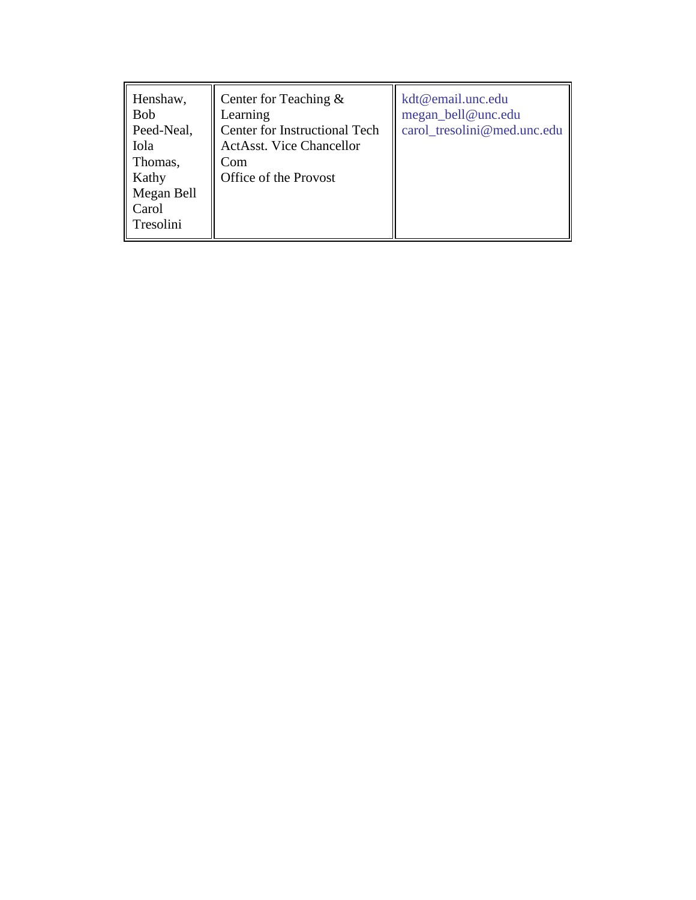| | | |
|---|---|---|
| Henshaw, Bob<br>Peed-Neal, Iola<br>Thomas, Kathy<br>Megan Bell<br>Carol Tresolini | Center for Teaching & Learning<br>Center for Instructional Tech<br>ActAsst. Vice Chancellor Com<br>Office of the Provost | kdt@email.unc.edu<br>megan_bell@unc.edu<br>carol_tresolini@med.unc.edu |